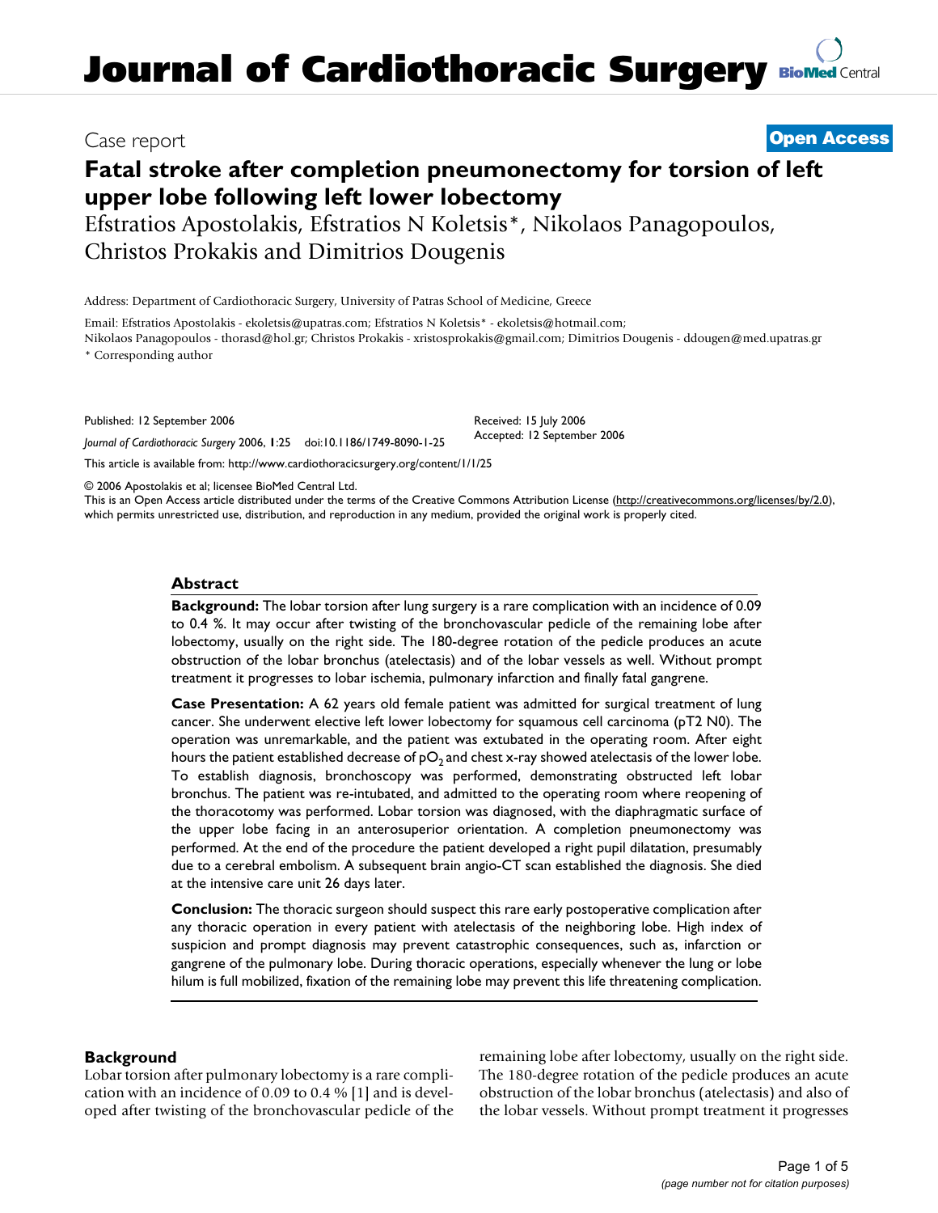# Journal of Cardiothoracic Surgery

Case report

**Open Access**

# Fatal stroke after completion pneumonectomy for torsion of left upper lobe following left lower lobectomy

Efstratios Apostolakis, Efstratios N Koletsis*, Nikolaos Panagopoulos, Christos Prokakis and Dimitrios Dougenis

Address: Department of Cardiothoracic Surgery, University of Patras School of Medicine, Greece

Email: Efstratios Apostolakis - ekoletsis@upatras.com; Efstratios N Koletsis* - ekoletsis@hotmail.com; Nikolaos Panagopoulos - thorasd@hol.gr; Christos Prokakis - xristosprokakis@gmail.com; Dimitrios Dougenis - ddougen@med.upatras.gr

\* Corresponding author

Published: 12 September 2006

*Journal of Cardiothoracic Surgery* 2006, **1**:25 doi:10.1186/1749-8090-1-25

Received: 15 July 2006
Accepted: 12 September 2006

This article is available from: http://www.cardiothoracicsurgery.org/content/1/1/25

© 2006 Apostolakis et al; licensee BioMed Central Ltd.
This is an Open Access article distributed under the terms of the Creative Commons Attribution License (http://creativecommons.org/licenses/by/2.0), which permits unrestricted use, distribution, and reproduction in any medium, provided the original work is properly cited.

## Abstract

**Background:** The lobar torsion after lung surgery is a rare complication with an incidence of 0.09 to 0.4 %. It may occur after twisting of the bronchovascular pedicle of the remaining lobe after lobectomy, usually on the right side. The 180-degree rotation of the pedicle produces an acute obstruction of the lobar bronchus (atelectasis) and of the lobar vessels as well. Without prompt treatment it progresses to lobar ischemia, pulmonary infarction and finally fatal gangrene.

**Case Presentation:** A 62 years old female patient was admitted for surgical treatment of lung cancer. She underwent elective left lower lobectomy for squamous cell carcinoma (pT2 N0). The operation was unremarkable, and the patient was extubated in the operating room. After eight hours the patient established decrease of $pO_2$ and chest x-ray showed atelectasis of the lower lobe. To establish diagnosis, bronchoscopy was performed, demonstrating obstructed left lobar bronchus. The patient was re-intubated, and admitted to the operating room where reopening of the thoracotomy was performed. Lobar torsion was diagnosed, with the diaphragmatic surface of the upper lobe facing in an anterosuperior orientation. A completion pneumonectomy was performed. At the end of the procedure the patient developed a right pupil dilatation, presumably due to a cerebral embolism. A subsequent brain angio-CT scan established the diagnosis. She died at the intensive care unit 26 days later.

**Conclusion:** The thoracic surgeon should suspect this rare early postoperative complication after any thoracic operation in every patient with atelectasis of the neighboring lobe. High index of suspicion and prompt diagnosis may prevent catastrophic consequences, such as, infarction or gangrene of the pulmonary lobe. During thoracic operations, especially whenever the lung or lobe hilum is full mobilized, fixation of the remaining lobe may prevent this life threatening complication.

## Background

Lobar torsion after pulmonary lobectomy is a rare complication with an incidence of 0.09 to 0.4 % [1] and is developed after twisting of the bronchovascular pedicle of the remaining lobe after lobectomy, usually on the right side. The 180-degree rotation of the pedicle produces an acute obstruction of the lobar bronchus (atelectasis) and also of the lobar vessels. Without prompt treatment it progresses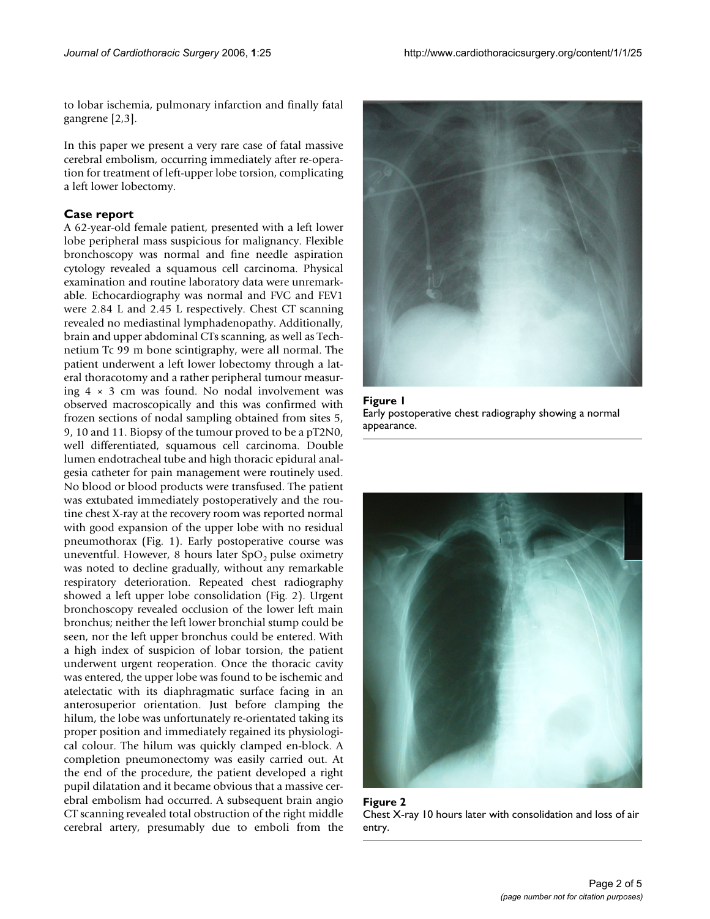to lobar ischemia, pulmonary infarction and finally fatal gangrene [2,3].

In this paper we present a very rare case of fatal massive cerebral embolism, occurring immediately after re-operation for treatment of left-upper lobe torsion, complicating a left lower lobectomy.

## Case report

A 62-year-old female patient, presented with a left lower lobe peripheral mass suspicious for malignancy. Flexible bronchoscopy was normal and fine needle aspiration cytology revealed a squamous cell carcinoma. Physical examination and routine laboratory data were unremarkable. Echocardiography was normal and FVC and FEV1 were 2.84 L and 2.45 L respectively. Chest CT scanning revealed no mediastinal lymphadenopathy. Additionally, brain and upper abdominal CTs scanning, as well as Technetium Tc 99 m bone scintigraphy, were all normal. The patient underwent a left lower lobectomy through a lateral thoracotomy and a rather peripheral tumour measuring 4 × 3 cm was found. No nodal involvement was observed macroscopically and this was confirmed with frozen sections of nodal sampling obtained from sites 5, 9, 10 and 11. Biopsy of the tumour proved to be a pT2N0, well differentiated, squamous cell carcinoma. Double lumen endotracheal tube and high thoracic epidural analgesia catheter for pain management were routinely used. No blood or blood products were transfused. The patient was extubated immediately postoperatively and the routine chest X-ray at the recovery room was reported normal with good expansion of the upper lobe with no residual pneumothorax (Fig. 1). Early postoperative course was uneventful. However, 8 hours later $SpO_2$ pulse oximetry was noted to decline gradually, without any remarkable respiratory deterioration. Repeated chest radiography showed a left upper lobe consolidation (Fig. 2). Urgent bronchoscopy revealed occlusion of the lower left main bronchus; neither the left lower bronchial stump could be seen, nor the left upper bronchus could be entered. With a high index of suspicion of lobar torsion, the patient underwent urgent reoperation. Once the thoracic cavity was entered, the upper lobe was found to be ischemic and atelectatic with its diaphragmatic surface facing in an anterosuperior orientation. Just before clamping the hilum, the lobe was unfortunately re-orientated taking its proper position and immediately regained its physiological colour. The hilum was quickly clamped en-block. A completion pneumonectomy was easily carried out. At the end of the procedure, the patient developed a right pupil dilatation and it became obvious that a massive cerebral embolism had occurred. A subsequent brain angio CT scanning revealed total obstruction of the right middle cerebral artery, presumably due to emboli from the

**Figure 1**
Early postoperative chest radiography showing a normal appearance.

**Figure 2**
Chest X-ray 10 hours later with consolidation and loss of air entry.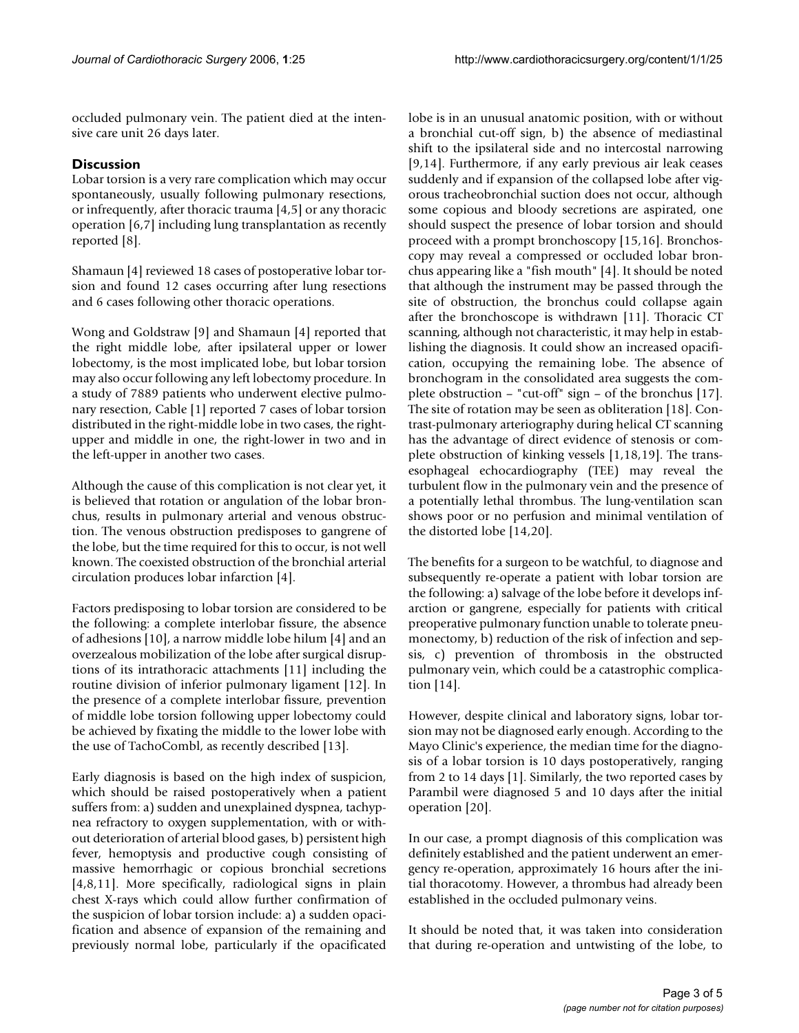occluded pulmonary vein. The patient died at the intensive care unit 26 days later.

## Discussion

Lobar torsion is a very rare complication which may occur spontaneously, usually following pulmonary resections, or infrequently, after thoracic trauma [4,5] or any thoracic operation [6,7] including lung transplantation as recently reported [8].

Shamaun [4] reviewed 18 cases of postoperative lobar torsion and found 12 cases occurring after lung resections and 6 cases following other thoracic operations.

Wong and Goldstraw [9] and Shamaun [4] reported that the right middle lobe, after ipsilateral upper or lower lobectomy, is the most implicated lobe, but lobar torsion may also occur following any left lobectomy procedure. In a study of 7889 patients who underwent elective pulmonary resection, Cable [1] reported 7 cases of lobar torsion distributed in the right-middle lobe in two cases, the right-upper and middle in one, the right-lower in two and in the left-upper in another two cases.

Although the cause of this complication is not clear yet, it is believed that rotation or angulation of the lobar bronchus, results in pulmonary arterial and venous obstruction. The venous obstruction predisposes to gangrene of the lobe, but the time required for this to occur, is not well known. The coexisted obstruction of the bronchial arterial circulation produces lobar infarction [4].

Factors predisposing to lobar torsion are considered to be the following: a complete interlobar fissure, the absence of adhesions [10], a narrow middle lobe hilum [4] and an overzealous mobilization of the lobe after surgical disruptions of its intrathoracic attachments [11] including the routine division of inferior pulmonary ligament [12]. In the presence of a complete interlobar fissure, prevention of middle lobe torsion following upper lobectomy could be achieved by fixating the middle to the lower lobe with the use of TachoCombl, as recently described [13].

Early diagnosis is based on the high index of suspicion, which should be raised postoperatively when a patient suffers from: a) sudden and unexplained dyspnea, tachypnea refractory to oxygen supplementation, with or without deterioration of arterial blood gases, b) persistent high fever, hemoptysis and productive cough consisting of massive hemorrhagic or copious bronchial secretions [4,8,11]. More specifically, radiological signs in plain chest X-rays which could allow further confirmation of the suspicion of lobar torsion include: a) a sudden opacification and absence of expansion of the remaining and previously normal lobe, particularly if the opacificated lobe is in an unusual anatomic position, with or without a bronchial cut-off sign, b) the absence of mediastinal shift to the ipsilateral side and no intercostal narrowing [9,14]. Furthermore, if any early previous air leak ceases suddenly and if expansion of the collapsed lobe after vigorous tracheobronchial suction does not occur, although some copious and bloody secretions are aspirated, one should suspect the presence of lobar torsion and should proceed with a prompt bronchoscopy [15,16]. Bronchoscopy may reveal a compressed or occluded lobar bronchus appearing like a "fish mouth" [4]. It should be noted that although the instrument may be passed through the site of obstruction, the bronchus could collapse again after the bronchoscope is withdrawn [11]. Thoracic CT scanning, although not characteristic, it may help in establishing the diagnosis. It could show an increased opacification, occupying the remaining lobe. The absence of bronchogram in the consolidated area suggests the complete obstruction – "cut-off" sign – of the bronchus [17]. The site of rotation may be seen as obliteration [18]. Contrast-pulmonary arteriography during helical CT scanning has the advantage of direct evidence of stenosis or complete obstruction of kinking vessels [1,18,19]. The transesophageal echocardiography (TEE) may reveal the turbulent flow in the pulmonary vein and the presence of a potentially lethal thrombus. The lung-ventilation scan shows poor or no perfusion and minimal ventilation of the distorted lobe [14,20].

The benefits for a surgeon to be watchful, to diagnose and subsequently re-operate a patient with lobar torsion are the following: a) salvage of the lobe before it develops infarction or gangrene, especially for patients with critical preoperative pulmonary function unable to tolerate pneumonectomy, b) reduction of the risk of infection and sepsis, c) prevention of thrombosis in the obstructed pulmonary vein, which could be a catastrophic complication [14].

However, despite clinical and laboratory signs, lobar torsion may not be diagnosed early enough. According to the Mayo Clinic's experience, the median time for the diagnosis of a lobar torsion is 10 days postoperatively, ranging from 2 to 14 days [1]. Similarly, the two reported cases by Parambil were diagnosed 5 and 10 days after the initial operation [20].

In our case, a prompt diagnosis of this complication was definitely established and the patient underwent an emergency re-operation, approximately 16 hours after the initial thoracotomy. However, a thrombus had already been established in the occluded pulmonary veins.

It should be noted that, it was taken into consideration that during re-operation and untwisting of the lobe, to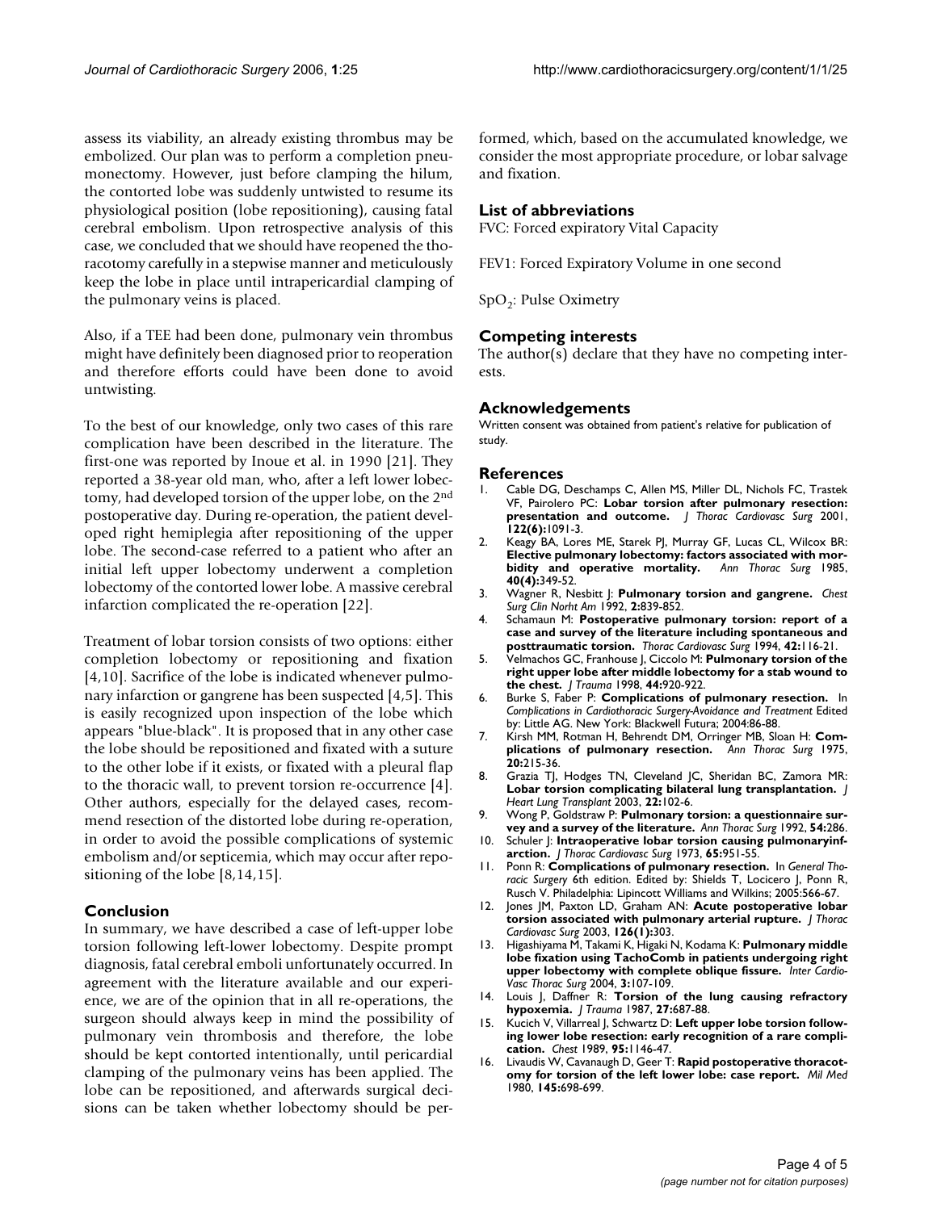assess its viability, an already existing thrombus may be embolized. Our plan was to perform a completion pneumonectomy. However, just before clamping the hilum, the contorted lobe was suddenly untwisted to resume its physiological position (lobe repositioning), causing fatal cerebral embolism. Upon retrospective analysis of this case, we concluded that we should have reopened the thoracotomy carefully in a stepwise manner and meticulously keep the lobe in place until intrapericardial clamping of the pulmonary veins is placed.

Also, if a TEE had been done, pulmonary vein thrombus might have definitely been diagnosed prior to reoperation and therefore efforts could have been done to avoid untwisting.

To the best of our knowledge, only two cases of this rare complication have been described in the literature. The first-one was reported by Inoue et al. in 1990 [21]. They reported a 38-year old man, who, after a left lower lobectomy, had developed torsion of the upper lobe, on the 2nd postoperative day. During re-operation, the patient developed right hemiplegia after repositioning of the upper lobe. The second-case referred to a patient who after an initial left upper lobectomy underwent a completion lobectomy of the contorted lower lobe. A massive cerebral infarction complicated the re-operation [22].

Treatment of lobar torsion consists of two options: either completion lobectomy or repositioning and fixation [4,10]. Sacrifice of the lobe is indicated whenever pulmonary infarction or gangrene has been suspected [4,5]. This is easily recognized upon inspection of the lobe which appears "blue-black". It is proposed that in any other case the lobe should be repositioned and fixated with a suture to the other lobe if it exists, or fixated with a pleural flap to the thoracic wall, to prevent torsion re-occurrence [4]. Other authors, especially for the delayed cases, recommend resection of the distorted lobe during re-operation, in order to avoid the possible complications of systemic embolism and/or septicemia, which may occur after repositioning of the lobe [8,14,15].

## Conclusion

In summary, we have described a case of left-upper lobe torsion following left-lower lobectomy. Despite prompt diagnosis, fatal cerebral emboli unfortunately occurred. In agreement with the literature available and our experience, we are of the opinion that in all re-operations, the surgeon should always keep in mind the possibility of pulmonary vein thrombosis and therefore, the lobe should be kept contorted intentionally, until pericardial clamping of the pulmonary veins has been applied. The lobe can be repositioned, and afterwards surgical decisions can be taken whether lobectomy should be performed, which, based on the accumulated knowledge, we consider the most appropriate procedure, or lobar salvage and fixation.

## List of abbreviations

FVC: Forced expiratory Vital Capacity

FEV1: Forced Expiratory Volume in one second

$SpO_2$: Pulse Oximetry

## Competing interests

The author(s) declare that they have no competing interests.

## Acknowledgements

Written consent was obtained from patient's relative for publication of study.

## References

1. Cable DG, Deschamps C, Allen MS, Miller DL, Nichols FC, Trastek VF, Pairolero PC: **Lobar torsion after pulmonary resection: presentation and outcome.** *J Thorac Cardiovasc Surg* 2001, **122(6):**1091-3.
2. Keagy BA, Lores ME, Starek PJ, Murray GF, Lucas CL, Wilcox BR: **Elective pulmonary lobectomy: factors associated with morbidity and operative mortality.** *Ann Thorac Surg* 1985, **40(4):**349-52.
3. Wagner R, Nesbitt J: **Pulmonary torsion and gangrene.** *Chest Surg Clin Norht Am* 1992, **2:**839-852.
4. Schamaun M: **Postoperative pulmonary torsion: report of a case and survey of the literature including spontaneous and posttraumatic torsion.** *Thorac Cardiovasc Surg* 1994, **42:**116-21.
5. Velmachos GC, Franhouse J, Ciccolo M: **Pulmonary torsion of the right upper lobe after middle lobectomy for a stab wound to the chest.** *J Trauma* 1998, **44:**920-922.
6. Burke S, Faber P: **Complications of pulmonary resection.** In *Complications in Cardiothoracic Surgery-Avoidance and Treatment* Edited by: Little AG. New York: Blackwell Futura; 2004:86-88.
7. Kirsh MM, Rotman H, Behrendt DM, Orringer MB, Sloan H: **Complications of pulmonary resection.** *Ann Thorac Surg* 1975, **20:**215-36.
8. Grazia TJ, Hodges TN, Cleveland JC, Sheridan BC, Zamora MR: **Lobar torsion complicating bilateral lung transplantation.** *J Heart Lung Transplant* 2003, **22:**102-6.
9. Wong P, Goldstraw P: **Pulmonary torsion: a questionnaire survey and a survey of the literature.** *Ann Thorac Surg* 1992, **54:**286.
10. Schuler J: **Intraoperative lobar torsion causing pulmonaryinfarction.** *J Thorac Cardiovasc Surg* 1973, **65:**951-55.
11. Ponn R: **Complications of pulmonary resection.** In *General Thoracic Surgery* 6th edition. Edited by: Shields T, Locicero J, Ponn R, Rusch V. Philadelphia: Lipincott Williams and Wilkins; 2005:566-67.
12. Jones JM, Paxton LD, Graham AN: **Acute postoperative lobar torsion associated with pulmonary arterial rupture.** *J Thorac Cardiovasc Surg* 2003, **126(1):**303.
13. Higashiyama M, Takami K, Higaki N, Kodama K: **Pulmonary middle lobe fixation using TachoComb in patients undergoing right upper lobectomy with complete oblique fissure.** *Inter Cardio-Vasc Thorac Surg* 2004, **3:**107-109.
14. Louis J, Daffner R: **Torsion of the lung causing refractory hypoxemia.** *J Trauma* 1987, **27:**687-88.
15. Kucich V, Villarreal J, Schwartz D: **Left upper lobe torsion following lower lobe resection: early recognition of a rare complication.** *Chest* 1989, **95:**1146-47.
16. Livaudis W, Cavanaugh D, Geer T: **Rapid postoperative thoracotomy for torsion of the left lower lobe: case report.** *Mil Med* 1980, **145:**698-699.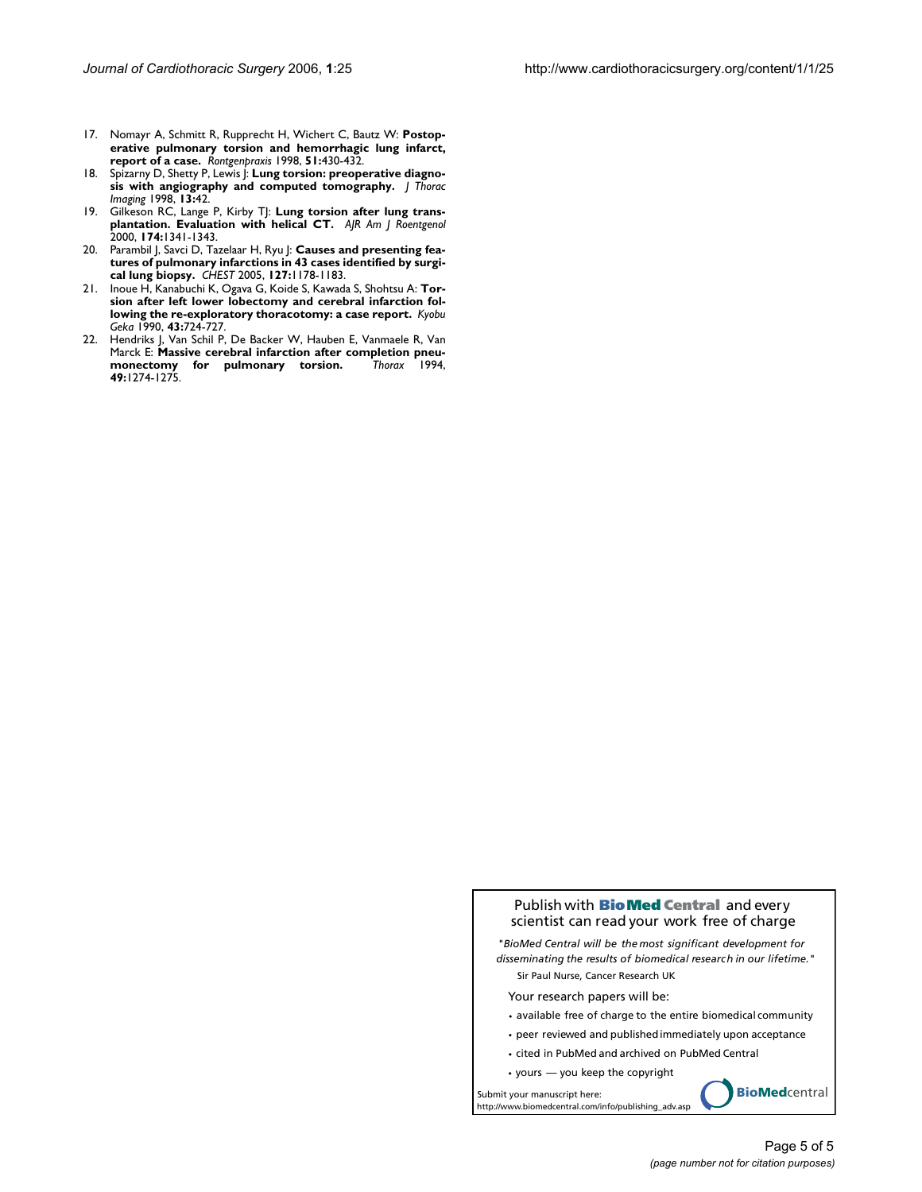17. Nomayr A, Schmitt R, Rupprecht H, Wichert C, Bautz W: **Postoperative pulmonary torsion and hemorrhagic lung infarct, report of a case.** *Rontgenpraxis* 1998, **51:**430-432.
18. Spizarny D, Shetty P, Lewis J: **Lung torsion: preoperative diagnosis with angiography and computed tomography.** *J Thorac Imaging* 1998, **13:**42.
19. Gilkeson RC, Lange P, Kirby TJ: **Lung torsion after lung transplantation. Evaluation with helical CT.** *AJR Am J Roentgenol* 2000, **174:**1341-1343.
20. Parambil J, Savci D, Tazelaar H, Ryu J: **Causes and presenting features of pulmonary infarctions in 43 cases identified by surgical lung biopsy.** *CHEST* 2005, **127:**1178-1183.
21. Inoue H, Kanabuchi K, Ogava G, Koide S, Kawada S, Shohtsu A: **Torsion after left lower lobectomy and cerebral infarction following the re-exploratory thoracotomy: a case report.** *Kyobu Geka* 1990, **43:**724-727.
22. Hendriks J, Van Schil P, De Backer W, Hauben E, Vanmaele R, Van Marck E: **Massive cerebral infarction after completion pneumonectomy for pulmonary torsion.** *Thorax* 1994, **49:**1274-1275.

Publish with **BioMed Central** and every scientist can read your work free of charge

*"BioMed Central will be the most significant development for disseminating the results of biomedical research in our lifetime."*

Sir Paul Nurse, Cancer Research UK

Your research papers will be:

- available free of charge to the entire biomedical community
- peer reviewed and published immediately upon acceptance
- cited in PubMed and archived on PubMed Central
- yours — you keep the copyright

Submit your manuscript here:
http://www.biomedcentral.com/info/publishing_adv.asp

**BioMed**central